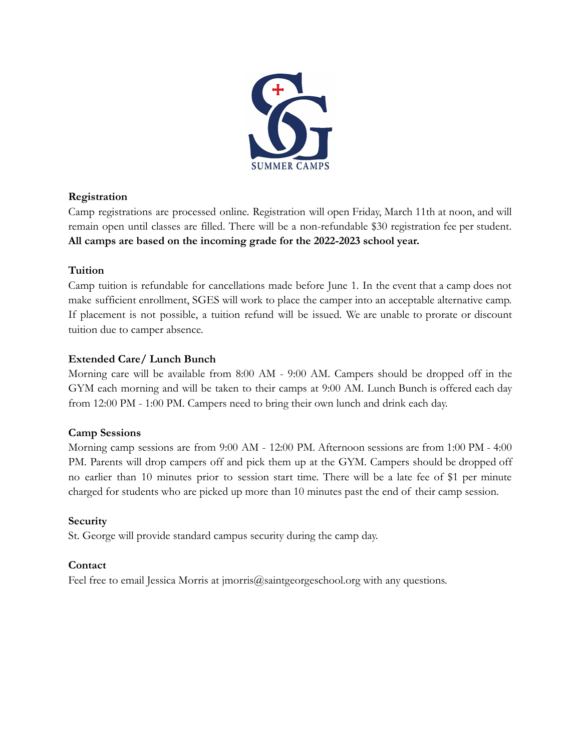SUMMER CAMPS

**Registration**

Camp registrations are processed online. Registration will open Friday, March 11th at noon, and will remain open until classes are filled. There will be a non-refundable $30 registration fee per student. **All camps are based on the incoming grade for the 2022-2023 school year.**

**Tuition**

Camp tuition is refundable for cancellations made before June 1. In the event that a camp does not make sufficient enrollment, SGES will work to place the camper into an acceptable alternative camp. If placement is not possible, a tuition refund will be issued. We are unable to prorate or discount tuition due to camper absence.

**Extended Care/ Lunch Bunch**

Morning care will be available from 8:00 AM - 9:00 AM. Campers should be dropped off in the GYM each morning and will be taken to their camps at 9:00 AM. Lunch Bunch is offered each day from 12:00 PM - 1:00 PM. Campers need to bring their own lunch and drink each day.

**Camp Sessions**

Morning camp sessions are from 9:00 AM - 12:00 PM. Afternoon sessions are from 1:00 PM - 4:00 PM. Parents will drop campers off and pick them up at the GYM. Campers should be dropped off no earlier than 10 minutes prior to session start time. There will be a late fee of $1 per minute charged for students who are picked up more than 10 minutes past the end of their camp session.

**Security**

St. George will provide standard campus security during the camp day.

**Contact**

Feel free to email Jessica Morris at jmorris@saintgeorgeschool.org with any questions.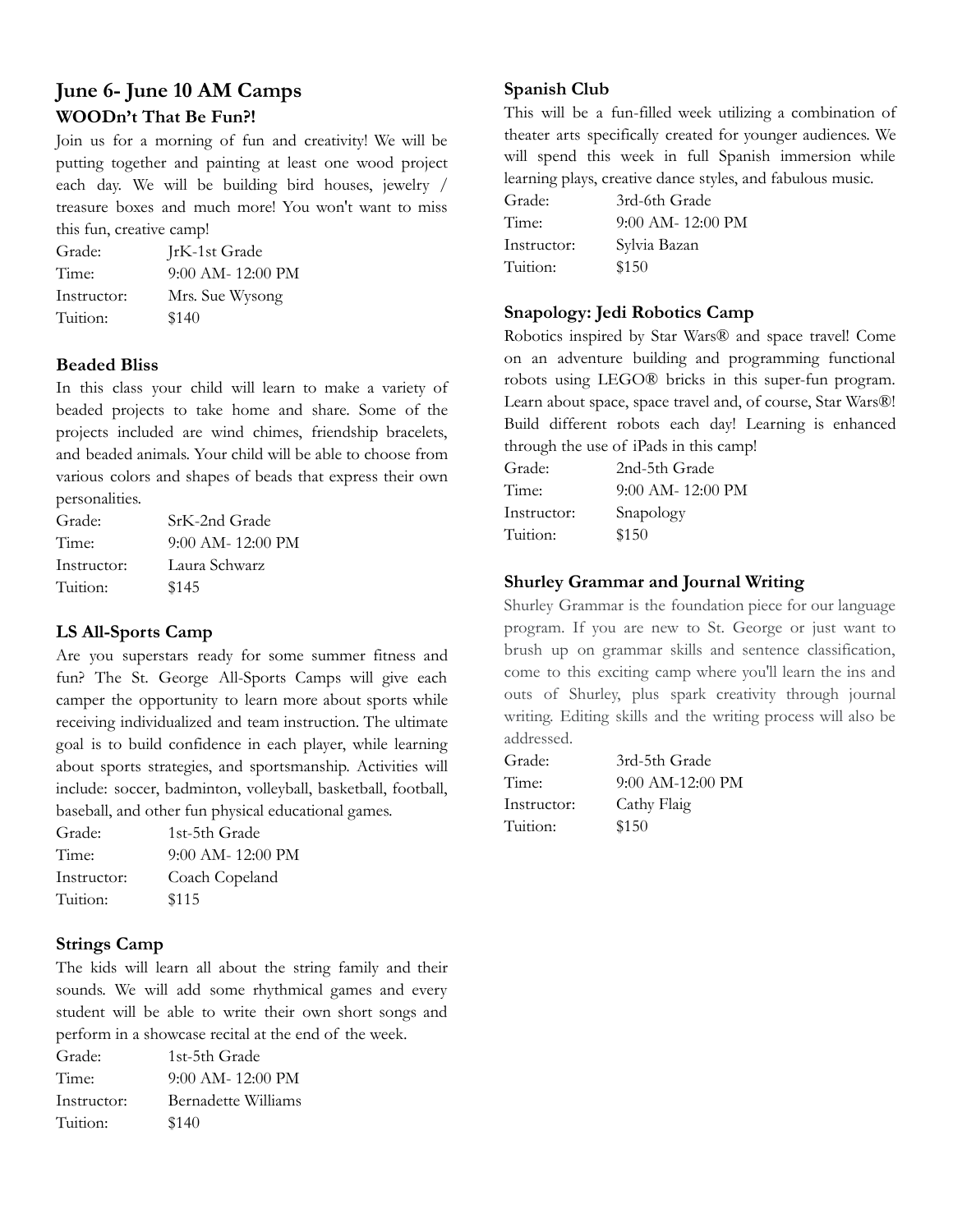## June 6- June 10 AM Camps

### WOODn't That Be Fun?!

Join us for a morning of fun and creativity! We will be putting together and painting at least one wood project each day. We will be building bird houses, jewelry / treasure boxes and much more! You won't want to miss this fun, creative camp!

| | |
|---|---|
| Grade: | JrK-1st Grade |
| Time: | 9:00 AM- 12:00 PM |
| Instructor: | Mrs. Sue Wysong |
| Tuition: | $140 |

### Beaded Bliss

In this class your child will learn to make a variety of beaded projects to take home and share. Some of the projects included are wind chimes, friendship bracelets, and beaded animals. Your child will be able to choose from various colors and shapes of beads that express their own personalities.

| | |
|---|---|
| Grade: | SrK-2nd Grade |
| Time: | 9:00 AM- 12:00 PM |
| Instructor: | Laura Schwarz |
| Tuition: | $145 |

### LS All-Sports Camp

Are you superstars ready for some summer fitness and fun? The St. George All-Sports Camps will give each camper the opportunity to learn more about sports while receiving individualized and team instruction. The ultimate goal is to build confidence in each player, while learning about sports strategies, and sportsmanship. Activities will include: soccer, badminton, volleyball, basketball, football, baseball, and other fun physical educational games.

| | |
|---|---|
| Grade: | 1st-5th Grade |
| Time: | 9:00 AM- 12:00 PM |
| Instructor: | Coach Copeland |
| Tuition: | $115 |

### Strings Camp

The kids will learn all about the string family and their sounds. We will add some rhythmical games and every student will be able to write their own short songs and perform in a showcase recital at the end of the week.

| | |
|---|---|
| Grade: | 1st-5th Grade |
| Time: | 9:00 AM- 12:00 PM |
| Instructor: | Bernadette Williams |
| Tuition: | $140 |

### Spanish Club

This will be a fun-filled week utilizing a combination of theater arts specifically created for younger audiences. We will spend this week in full Spanish immersion while learning plays, creative dance styles, and fabulous music.

| | |
|---|---|
| Grade: | 3rd-6th Grade |
| Time: | 9:00 AM- 12:00 PM |
| Instructor: | Sylvia Bazan |
| Tuition: | $150 |

### Snapology: Jedi Robotics Camp

Robotics inspired by Star Wars® and space travel! Come on an adventure building and programming functional robots using LEGO® bricks in this super-fun program. Learn about space, space travel and, of course, Star Wars®! Build different robots each day! Learning is enhanced through the use of iPads in this camp!

| | |
|---|---|
| Grade: | 2nd-5th Grade |
| Time: | 9:00 AM- 12:00 PM |
| Instructor: | Snapology |
| Tuition: | $150 |

### Shurley Grammar and Journal Writing

Shurley Grammar is the foundation piece for our language program. If you are new to St. George or just want to brush up on grammar skills and sentence classification, come to this exciting camp where you'll learn the ins and outs of Shurley, plus spark creativity through journal writing. Editing skills and the writing process will also be addressed.

| | |
|---|---|
| Grade: | 3rd-5th Grade |
| Time: | 9:00 AM-12:00 PM |
| Instructor: | Cathy Flaig |
| Tuition: | $150 |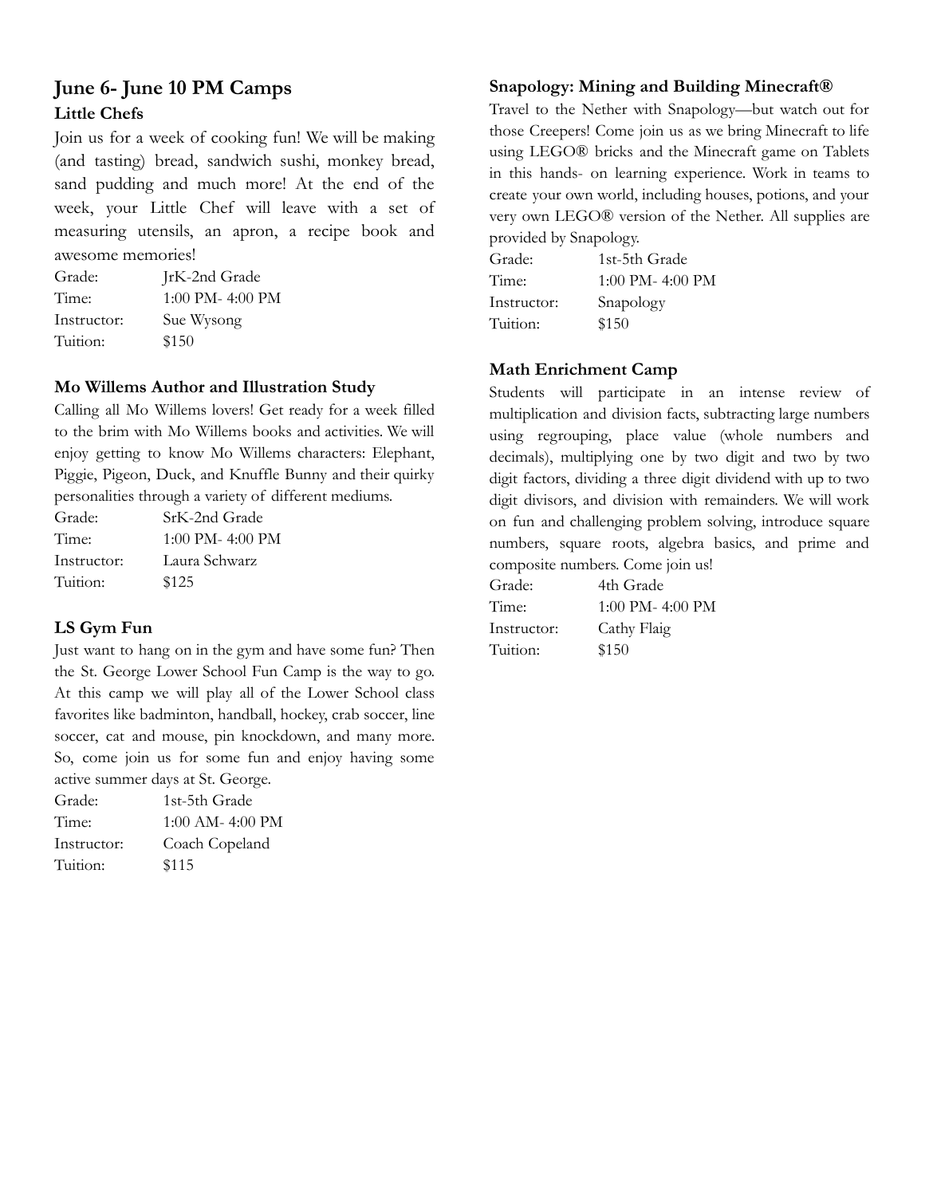## June 6- June 10 PM Camps

### Little Chefs

Join us for a week of cooking fun! We will be making (and tasting) bread, sandwich sushi, monkey bread, sand pudding and much more! At the end of the week, your Little Chef will leave with a set of measuring utensils, an apron, a recipe book and awesome memories!

| | |
|---|---|
| Grade: | JrK-2nd Grade |
| Time: | 1:00 PM- 4:00 PM |
| Instructor: | Sue Wysong |
| Tuition: | $150 |

### Mo Willems Author and Illustration Study

Calling all Mo Willems lovers! Get ready for a week filled to the brim with Mo Willems books and activities. We will enjoy getting to know Mo Willems characters: Elephant, Piggie, Pigeon, Duck, and Knuffle Bunny and their quirky personalities through a variety of different mediums.

| | |
|---|---|
| Grade: | SrK-2nd Grade |
| Time: | 1:00 PM- 4:00 PM |
| Instructor: | Laura Schwarz |
| Tuition: | $125 |

### LS Gym Fun

Just want to hang on in the gym and have some fun? Then the St. George Lower School Fun Camp is the way to go. At this camp we will play all of the Lower School class favorites like badminton, handball, hockey, crab soccer, line soccer, cat and mouse, pin knockdown, and many more. So, come join us for some fun and enjoy having some active summer days at St. George.

| | |
|---|---|
| Grade: | 1st-5th Grade |
| Time: | 1:00 AM- 4:00 PM |
| Instructor: | Coach Copeland |
| Tuition: | $115 |

### Snapology: Mining and Building Minecraft®

Travel to the Nether with Snapology—but watch out for those Creepers! Come join us as we bring Minecraft to life using LEGO® bricks and the Minecraft game on Tablets in this hands- on learning experience. Work in teams to create your own world, including houses, potions, and your very own LEGO® version of the Nether. All supplies are provided by Snapology.

| | |
|---|---|
| Grade: | 1st-5th Grade |
| Time: | 1:00 PM- 4:00 PM |
| Instructor: | Snapology |
| Tuition: | $150 |

### Math Enrichment Camp

Students will participate in an intense review of multiplication and division facts, subtracting large numbers using regrouping, place value (whole numbers and decimals), multiplying one by two digit and two by two digit factors, dividing a three digit dividend with up to two digit divisors, and division with remainders. We will work on fun and challenging problem solving, introduce square numbers, square roots, algebra basics, and prime and composite numbers. Come join us!

| | |
|---|---|
| Grade: | 4th Grade |
| Time: | 1:00 PM- 4:00 PM |
| Instructor: | Cathy Flaig |
| Tuition: | $150 |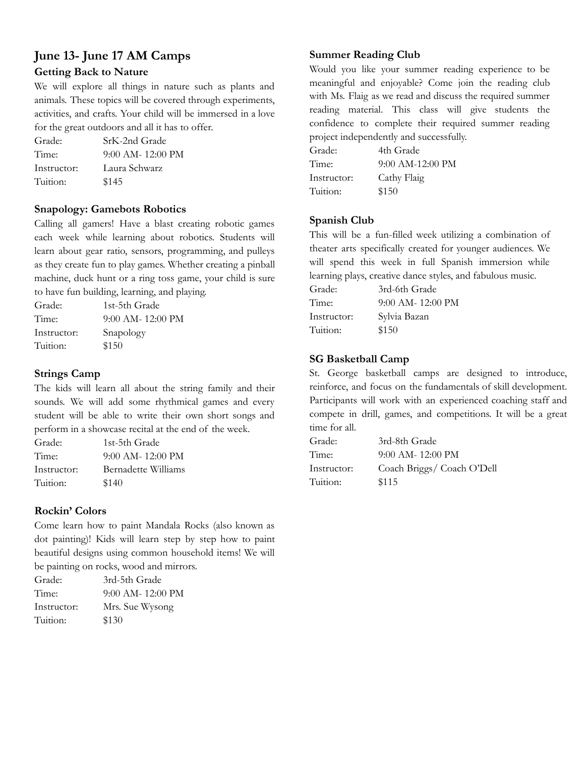# June 13- June 17 AM Camps

### Getting Back to Nature

We will explore all things in nature such as plants and animals. These topics will be covered through experiments, activities, and crafts. Your child will be immersed in a love for the great outdoors and all it has to offer.

| | |
|---|---|
| Grade: | SrK-2nd Grade |
| Time: | 9:00 AM- 12:00 PM |
| Instructor: | Laura Schwarz |
| Tuition: | $145 |

### Snapology: Gamebots Robotics

Calling all gamers! Have a blast creating robotic games each week while learning about robotics. Students will learn about gear ratio, sensors, programming, and pulleys as they create fun to play games. Whether creating a pinball machine, duck hunt or a ring toss game, your child is sure to have fun building, learning, and playing.

| | |
|---|---|
| Grade: | 1st-5th Grade |
| Time: | 9:00 AM- 12:00 PM |
| Instructor: | Snapology |
| Tuition: | $150 |

### Strings Camp

The kids will learn all about the string family and their sounds. We will add some rhythmical games and every student will be able to write their own short songs and perform in a showcase recital at the end of the week.

| | |
|---|---|
| Grade: | 1st-5th Grade |
| Time: | 9:00 AM- 12:00 PM |
| Instructor: | Bernadette Williams |
| Tuition: | $140 |

### Rockin' Colors

Come learn how to paint Mandala Rocks (also known as dot painting)! Kids will learn step by step how to paint beautiful designs using common household items! We will be painting on rocks, wood and mirrors.

| | |
|---|---|
| Grade: | 3rd-5th Grade |
| Time: | 9:00 AM- 12:00 PM |
| Instructor: | Mrs. Sue Wysong |
| Tuition: | $130 |

### Summer Reading Club

Would you like your summer reading experience to be meaningful and enjoyable? Come join the reading club with Ms. Flaig as we read and discuss the required summer reading material. This class will give students the confidence to complete their required summer reading project independently and successfully.

| | |
|---|---|
| Grade: | 4th Grade |
| Time: | 9:00 AM-12:00 PM |
| Instructor: | Cathy Flaig |
| Tuition: | $150 |

### Spanish Club

This will be a fun-filled week utilizing a combination of theater arts specifically created for younger audiences. We will spend this week in full Spanish immersion while learning plays, creative dance styles, and fabulous music.

| | |
|---|---|
| Grade: | 3rd-6th Grade |
| Time: | 9:00 AM- 12:00 PM |
| Instructor: | Sylvia Bazan |
| Tuition: | $150 |

### SG Basketball Camp

St. George basketball camps are designed to introduce, reinforce, and focus on the fundamentals of skill development. Participants will work with an experienced coaching staff and compete in drill, games, and competitions. It will be a great time for all.

| | |
|---|---|
| Grade: | 3rd-8th Grade |
| Time: | 9:00 AM- 12:00 PM |
| Instructor: | Coach Briggs/ Coach O'Dell |
| Tuition: | $115 |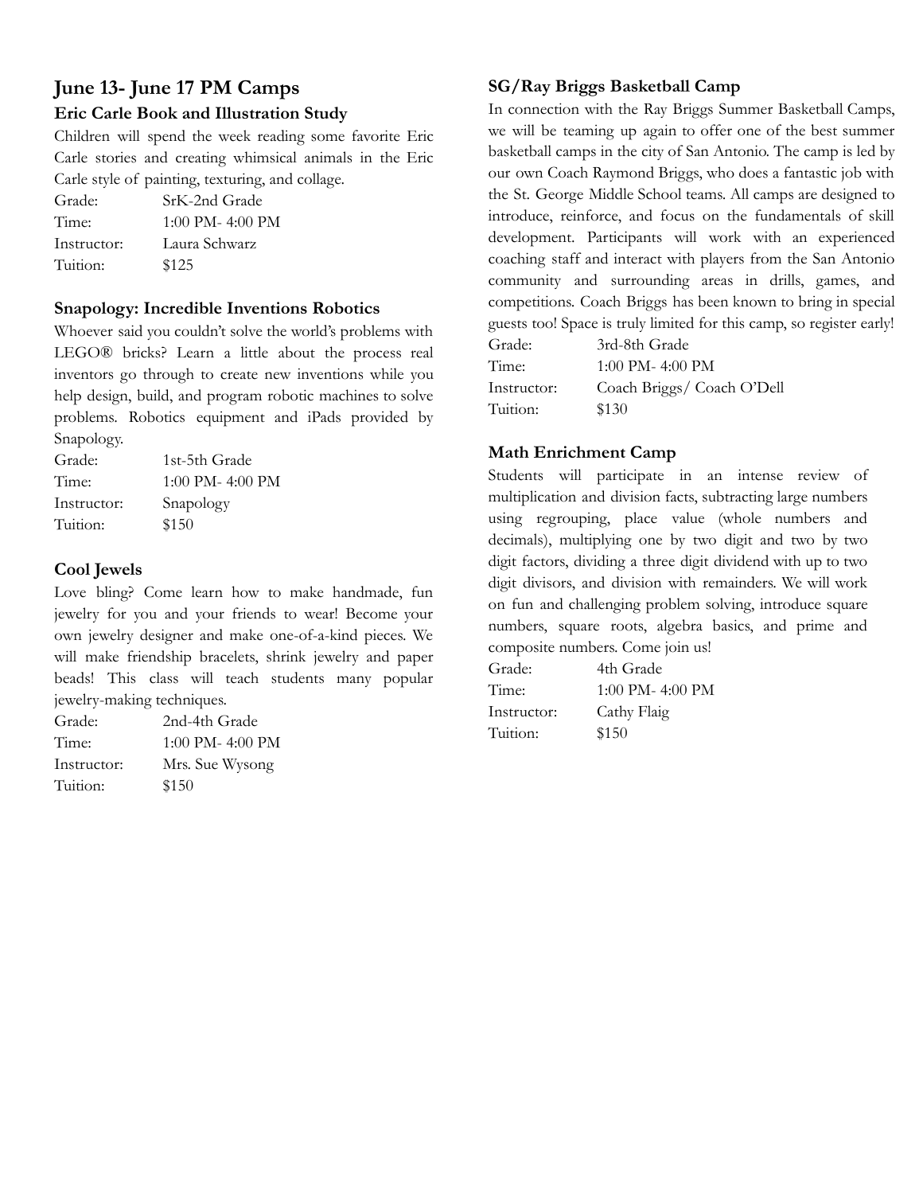## June 13- June 17 PM Camps

### Eric Carle Book and Illustration Study

Children will spend the week reading some favorite Eric Carle stories and creating whimsical animals in the Eric Carle style of painting, texturing, and collage.

Grade: SrK-2nd Grade
Time: 1:00 PM- 4:00 PM
Instructor: Laura Schwarz
Tuition: $125

### Snapology: Incredible Inventions Robotics

Whoever said you couldn't solve the world's problems with LEGO® bricks? Learn a little about the process real inventors go through to create new inventions while you help design, build, and program robotic machines to solve problems. Robotics equipment and iPads provided by Snapology.

Grade: 1st-5th Grade
Time: 1:00 PM- 4:00 PM
Instructor: Snapology
Tuition: $150

### Cool Jewels

Love bling? Come learn how to make handmade, fun jewelry for you and your friends to wear! Become your own jewelry designer and make one-of-a-kind pieces. We will make friendship bracelets, shrink jewelry and paper beads! This class will teach students many popular jewelry-making techniques.

Grade: 2nd-4th Grade
Time: 1:00 PM- 4:00 PM
Instructor: Mrs. Sue Wysong
Tuition: $150

### SG/Ray Briggs Basketball Camp

In connection with the Ray Briggs Summer Basketball Camps, we will be teaming up again to offer one of the best summer basketball camps in the city of San Antonio. The camp is led by our own Coach Raymond Briggs, who does a fantastic job with the St. George Middle School teams. All camps are designed to introduce, reinforce, and focus on the fundamentals of skill development. Participants will work with an experienced coaching staff and interact with players from the San Antonio community and surrounding areas in drills, games, and competitions. Coach Briggs has been known to bring in special guests too! Space is truly limited for this camp, so register early!

Grade: 3rd-8th Grade
Time: 1:00 PM- 4:00 PM
Instructor: Coach Briggs/ Coach O'Dell
Tuition: $130

### Math Enrichment Camp

Students will participate in an intense review of multiplication and division facts, subtracting large numbers using regrouping, place value (whole numbers and decimals), multiplying one by two digit and two by two digit factors, dividing a three digit dividend with up to two digit divisors, and division with remainders. We will work on fun and challenging problem solving, introduce square numbers, square roots, algebra basics, and prime and composite numbers. Come join us!

Grade: 4th Grade
Time: 1:00 PM- 4:00 PM
Instructor: Cathy Flaig
Tuition: $150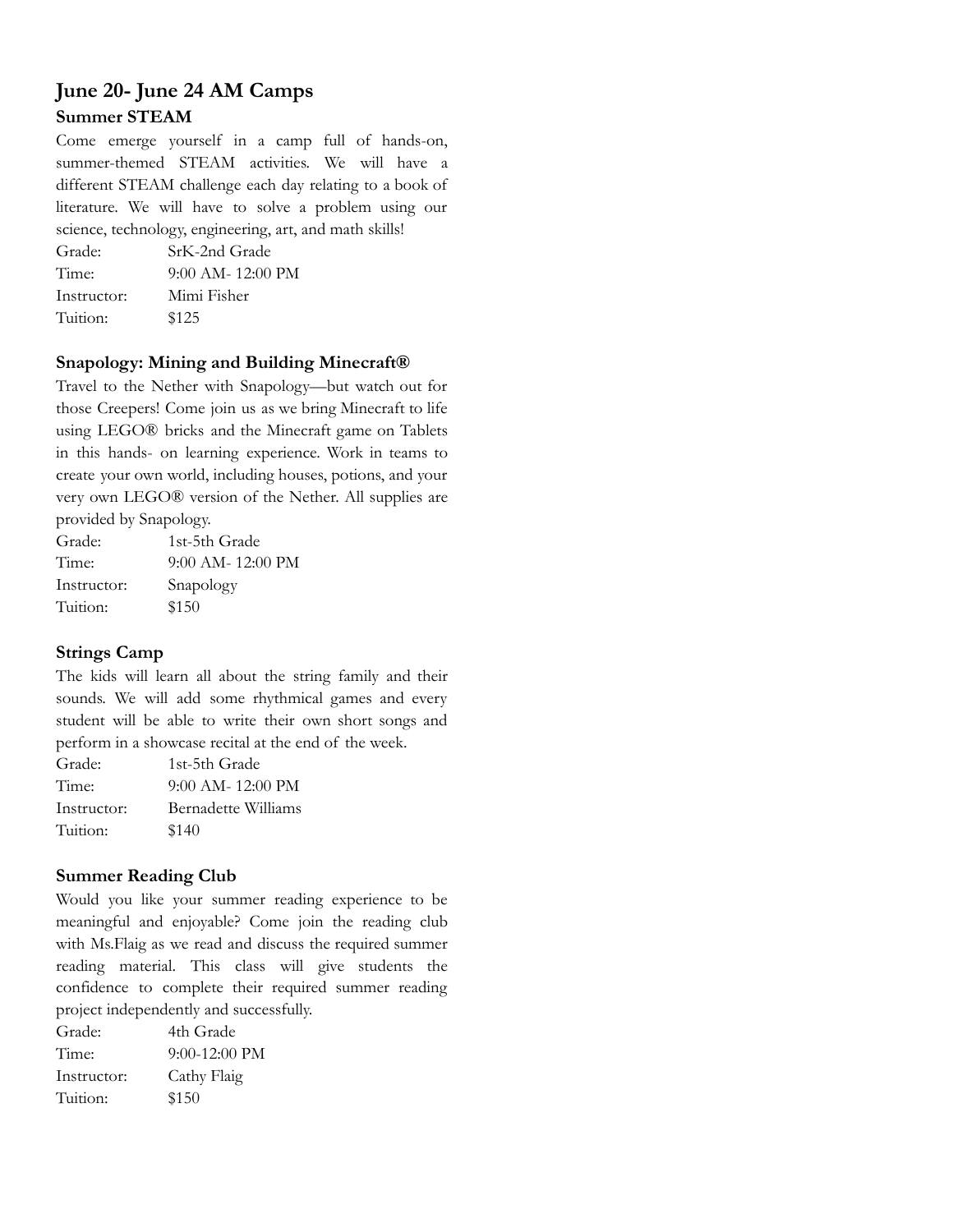## June 20- June 24 AM Camps

### Summer STEAM

Come emerge yourself in a camp full of hands-on, summer-themed STEAM activities. We will have a different STEAM challenge each day relating to a book of literature. We will have to solve a problem using our science, technology, engineering, art, and math skills!

Grade: SrK-2nd Grade
Time: 9:00 AM- 12:00 PM
Instructor: Mimi Fisher
Tuition: $125

### Snapology: Mining and Building Minecraft®

Travel to the Nether with Snapology—but watch out for those Creepers! Come join us as we bring Minecraft to life using LEGO® bricks and the Minecraft game on Tablets in this hands- on learning experience. Work in teams to create your own world, including houses, potions, and your very own LEGO® version of the Nether. All supplies are provided by Snapology.

Grade: 1st-5th Grade
Time: 9:00 AM- 12:00 PM
Instructor: Snapology
Tuition: $150

### Strings Camp

The kids will learn all about the string family and their sounds. We will add some rhythmical games and every student will be able to write their own short songs and perform in a showcase recital at the end of the week.

Grade: 1st-5th Grade
Time: 9:00 AM- 12:00 PM
Instructor: Bernadette Williams
Tuition: $140

### Summer Reading Club

Would you like your summer reading experience to be meaningful and enjoyable? Come join the reading club with Ms.Flaig as we read and discuss the required summer reading material. This class will give students the confidence to complete their required summer reading project independently and successfully.

Grade: 4th Grade
Time: 9:00-12:00 PM
Instructor: Cathy Flaig
Tuition: $150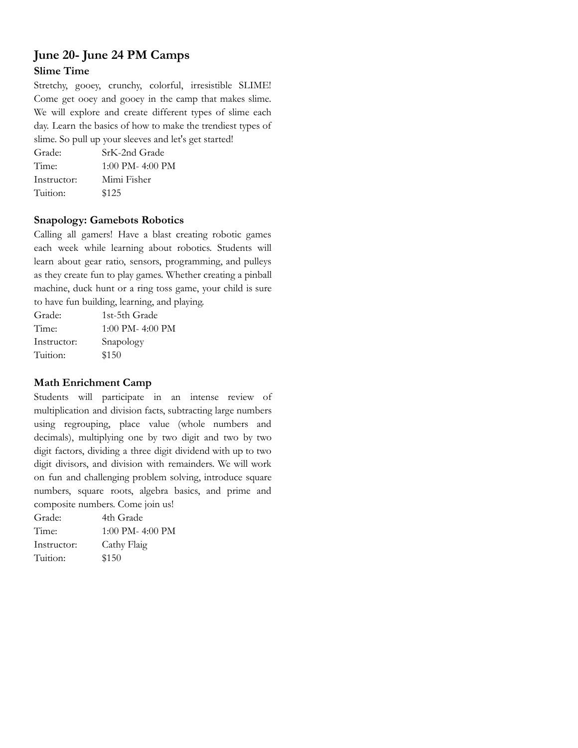## June 20- June 24 PM Camps

### Slime Time

Stretchy, gooey, crunchy, colorful, irresistible SLIME! Come get ooey and gooey in the camp that makes slime. We will explore and create different types of slime each day. Learn the basics of how to make the trendiest types of slime. So pull up your sleeves and let's get started!

| | |
|---|---|
| Grade: | SrK-2nd Grade |
| Time: | 1:00 PM- 4:00 PM |
| Instructor: | Mimi Fisher |
| Tuition: | $125 |

### Snapology: Gamebots Robotics

Calling all gamers! Have a blast creating robotic games each week while learning about robotics. Students will learn about gear ratio, sensors, programming, and pulleys as they create fun to play games. Whether creating a pinball machine, duck hunt or a ring toss game, your child is sure to have fun building, learning, and playing.

| | |
|---|---|
| Grade: | 1st-5th Grade |
| Time: | 1:00 PM- 4:00 PM |
| Instructor: | Snapology |
| Tuition: | $150 |

### Math Enrichment Camp

Students will participate in an intense review of multiplication and division facts, subtracting large numbers using regrouping, place value (whole numbers and decimals), multiplying one by two digit and two by two digit factors, dividing a three digit dividend with up to two digit divisors, and division with remainders. We will work on fun and challenging problem solving, introduce square numbers, square roots, algebra basics, and prime and composite numbers. Come join us!

| | |
|---|---|
| Grade: | 4th Grade |
| Time: | 1:00 PM- 4:00 PM |
| Instructor: | Cathy Flaig |
| Tuition: | $150 |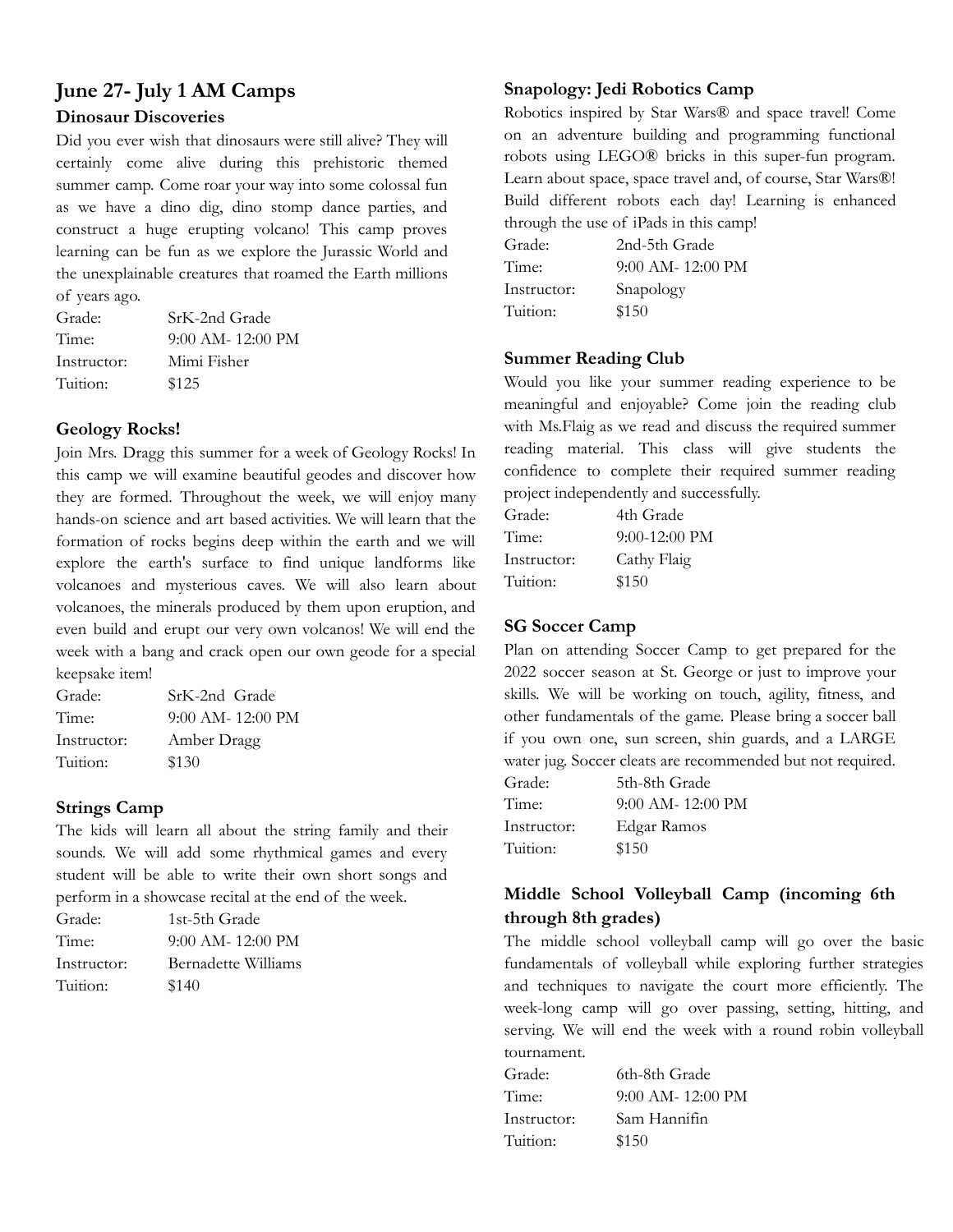## June 27- July 1 AM Camps

### Dinosaur Discoveries

Did you ever wish that dinosaurs were still alive? They will certainly come alive during this prehistoric themed summer camp. Come roar your way into some colossal fun as we have a dino dig, dino stomp dance parties, and construct a huge erupting volcano! This camp proves learning can be fun as we explore the Jurassic World and the unexplainable creatures that roamed the Earth millions of years ago.

Grade: SrK-2nd Grade
Time: 9:00 AM- 12:00 PM
Instructor: Mimi Fisher
Tuition: $125

### Geology Rocks!

Join Mrs. Dragg this summer for a week of Geology Rocks! In this camp we will examine beautiful geodes and discover how they are formed. Throughout the week, we will enjoy many hands-on science and art based activities. We will learn that the formation of rocks begins deep within the earth and we will explore the earth's surface to find unique landforms like volcanoes and mysterious caves. We will also learn about volcanoes, the minerals produced by them upon eruption, and even build and erupt our very own volcanos! We will end the week with a bang and crack open our own geode for a special keepsake item!

Grade: SrK-2nd Grade
Time: 9:00 AM- 12:00 PM
Instructor: Amber Dragg
Tuition: $130

### Strings Camp

The kids will learn all about the string family and their sounds. We will add some rhythmical games and every student will be able to write their own short songs and perform in a showcase recital at the end of the week.

Grade: 1st-5th Grade
Time: 9:00 AM- 12:00 PM
Instructor: Bernadette Williams
Tuition: $140

### Snapology: Jedi Robotics Camp

Robotics inspired by Star Wars® and space travel! Come on an adventure building and programming functional robots using LEGO® bricks in this super-fun program. Learn about space, space travel and, of course, Star Wars®! Build different robots each day! Learning is enhanced through the use of iPads in this camp!

Grade: 2nd-5th Grade
Time: 9:00 AM- 12:00 PM
Instructor: Snapology
Tuition: $150

### Summer Reading Club

Would you like your summer reading experience to be meaningful and enjoyable? Come join the reading club with Ms.Flaig as we read and discuss the required summer reading material. This class will give students the confidence to complete their required summer reading project independently and successfully.

Grade: 4th Grade
Time: 9:00-12:00 PM
Instructor: Cathy Flaig
Tuition: $150

### SG Soccer Camp

Plan on attending Soccer Camp to get prepared for the 2022 soccer season at St. George or just to improve your skills. We will be working on touch, agility, fitness, and other fundamentals of the game. Please bring a soccer ball if you own one, sun screen, shin guards, and a LARGE water jug. Soccer cleats are recommended but not required.

Grade: 5th-8th Grade
Time: 9:00 AM- 12:00 PM
Instructor: Edgar Ramos
Tuition: $150

### Middle School Volleyball Camp (incoming 6th through 8th grades)

The middle school volleyball camp will go over the basic fundamentals of volleyball while exploring further strategies and techniques to navigate the court more efficiently. The week-long camp will go over passing, setting, hitting, and serving. We will end the week with a round robin volleyball tournament.

Grade: 6th-8th Grade
Time: 9:00 AM- 12:00 PM
Instructor: Sam Hannifin
Tuition: $150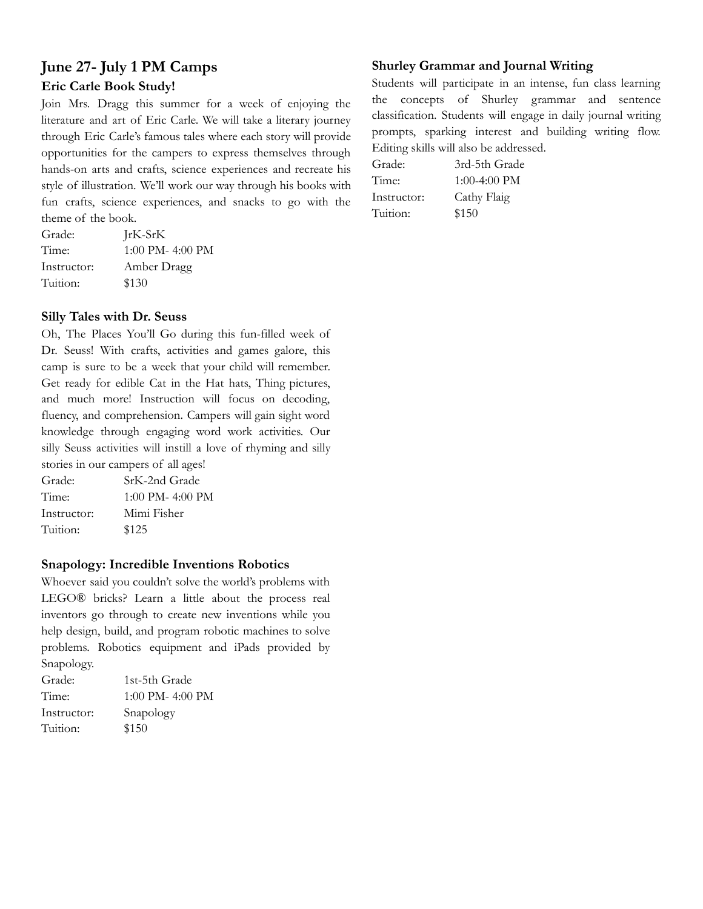## June 27- July 1 PM Camps

### Eric Carle Book Study!

Join Mrs. Dragg this summer for a week of enjoying the literature and art of Eric Carle. We will take a literary journey through Eric Carle's famous tales where each story will provide opportunities for the campers to express themselves through hands-on arts and crafts, science experiences and recreate his style of illustration. We'll work our way through his books with fun crafts, science experiences, and snacks to go with the theme of the book.

Grade: JrK-SrK
Time: 1:00 PM- 4:00 PM
Instructor: Amber Dragg
Tuition: $130

### Silly Tales with Dr. Seuss

Oh, The Places You'll Go during this fun-filled week of Dr. Seuss! With crafts, activities and games galore, this camp is sure to be a week that your child will remember. Get ready for edible Cat in the Hat hats, Thing pictures, and much more! Instruction will focus on decoding, fluency, and comprehension. Campers will gain sight word knowledge through engaging word work activities. Our silly Seuss activities will instill a love of rhyming and silly stories in our campers of all ages!

Grade: SrK-2nd Grade
Time: 1:00 PM- 4:00 PM
Instructor: Mimi Fisher
Tuition: $125

### Snapology: Incredible Inventions Robotics

Whoever said you couldn't solve the world's problems with LEGO® bricks? Learn a little about the process real inventors go through to create new inventions while you help design, build, and program robotic machines to solve problems. Robotics equipment and iPads provided by Snapology.

Grade: 1st-5th Grade
Time: 1:00 PM- 4:00 PM
Instructor: Snapology
Tuition: $150

### Shurley Grammar and Journal Writing

Students will participate in an intense, fun class learning the concepts of Shurley grammar and sentence classification. Students will engage in daily journal writing prompts, sparking interest and building writing flow. Editing skills will also be addressed.

Grade: 3rd-5th Grade
Time: 1:00-4:00 PM
Instructor: Cathy Flaig
Tuition: $150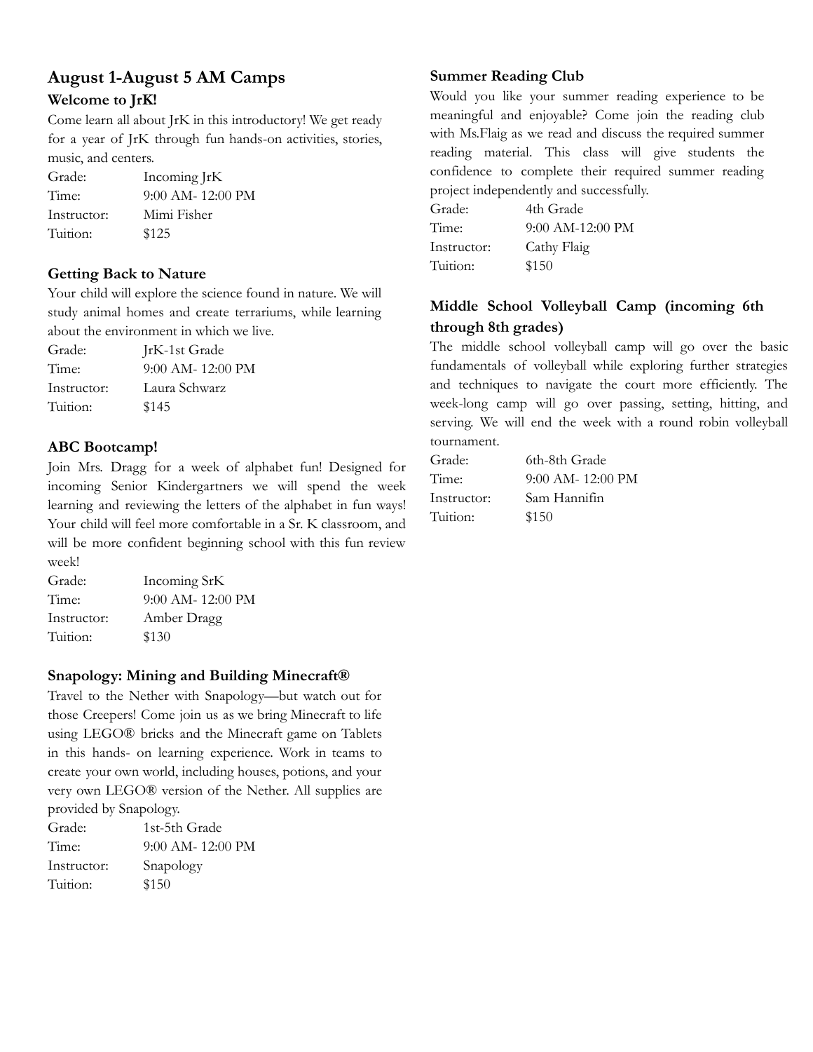## August 1-August 5 AM Camps

### Welcome to JrK!

Come learn all about JrK in this introductory! We get ready for a year of JrK through fun hands-on activities, stories, music, and centers.

| | |
|---|---|
| Grade: | Incoming JrK |
| Time: | 9:00 AM- 12:00 PM |
| Instructor: | Mimi Fisher |
| Tuition: | $125 |

### Getting Back to Nature

Your child will explore the science found in nature. We will study animal homes and create terrariums, while learning about the environment in which we live.

| | |
|---|---|
| Grade: | JrK-1st Grade |
| Time: | 9:00 AM- 12:00 PM |
| Instructor: | Laura Schwarz |
| Tuition: | $145 |

### ABC Bootcamp!

Join Mrs. Dragg for a week of alphabet fun! Designed for incoming Senior Kindergartners we will spend the week learning and reviewing the letters of the alphabet in fun ways! Your child will feel more comfortable in a Sr. K classroom, and will be more confident beginning school with this fun review week!

| | |
|---|---|
| Grade: | Incoming SrK |
| Time: | 9:00 AM- 12:00 PM |
| Instructor: | Amber Dragg |
| Tuition: | $130 |

### Snapology: Mining and Building Minecraft®

Travel to the Nether with Snapology—but watch out for those Creepers! Come join us as we bring Minecraft to life using LEGO® bricks and the Minecraft game on Tablets in this hands- on learning experience. Work in teams to create your own world, including houses, potions, and your very own LEGO® version of the Nether. All supplies are provided by Snapology.

| | |
|---|---|
| Grade: | 1st-5th Grade |
| Time: | 9:00 AM- 12:00 PM |
| Instructor: | Snapology |
| Tuition: | $150 |

### Summer Reading Club

Would you like your summer reading experience to be meaningful and enjoyable? Come join the reading club with Ms.Flaig as we read and discuss the required summer reading material. This class will give students the confidence to complete their required summer reading project independently and successfully.

| | |
|---|---|
| Grade: | 4th Grade |
| Time: | 9:00 AM-12:00 PM |
| Instructor: | Cathy Flaig |
| Tuition: | $150 |

### Middle School Volleyball Camp (incoming 6th through 8th grades)

The middle school volleyball camp will go over the basic fundamentals of volleyball while exploring further strategies and techniques to navigate the court more efficiently. The week-long camp will go over passing, setting, hitting, and serving. We will end the week with a round robin volleyball tournament.

| | |
|---|---|
| Grade: | 6th-8th Grade |
| Time: | 9:00 AM- 12:00 PM |
| Instructor: | Sam Hannifin |
| Tuition: | $150 |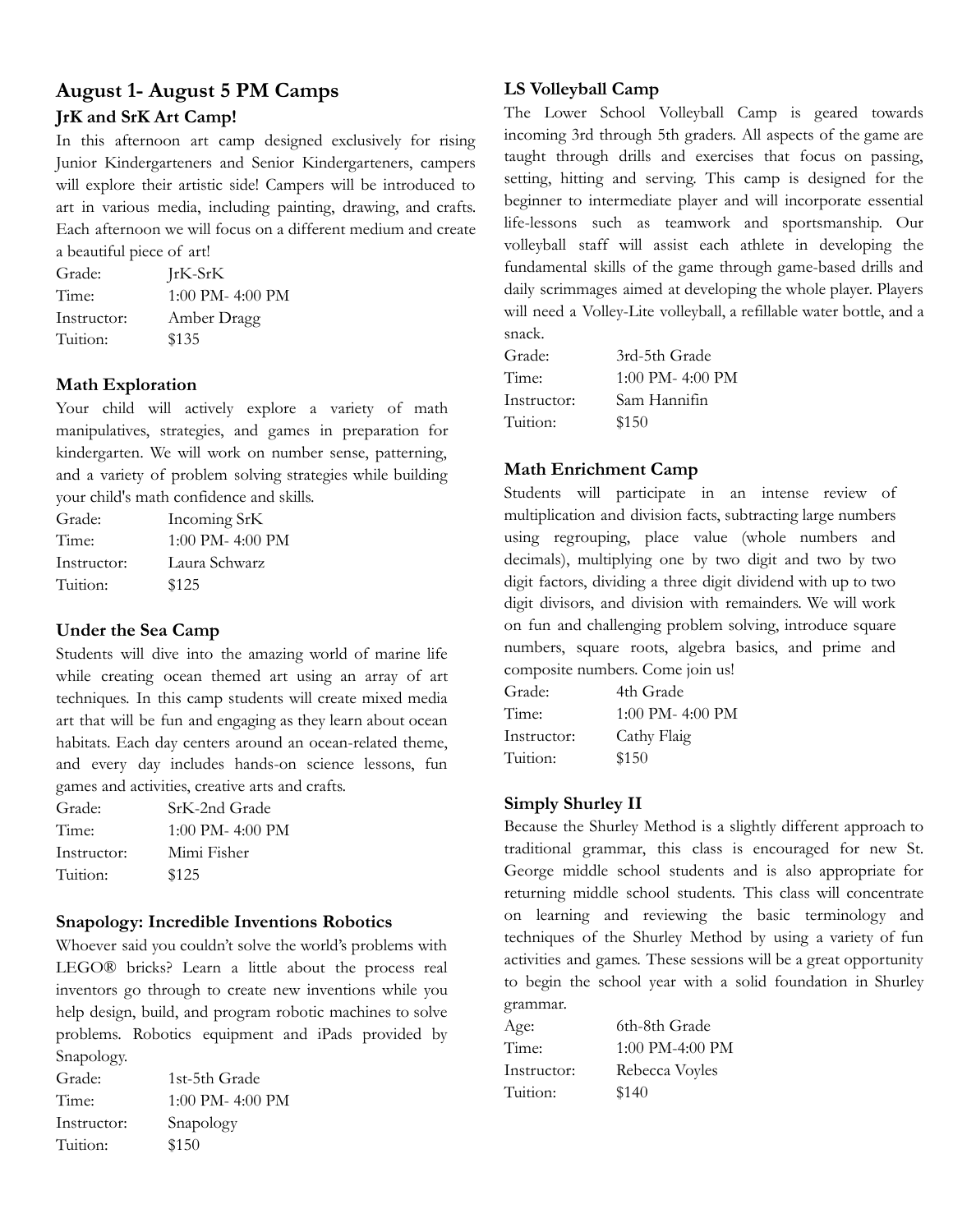## August 1- August 5 PM Camps

### JrK and SrK Art Camp!

In this afternoon art camp designed exclusively for rising Junior Kindergarteners and Senior Kindergarteners, campers will explore their artistic side! Campers will be introduced to art in various media, including painting, drawing, and crafts. Each afternoon we will focus on a different medium and create a beautiful piece of art!

| | |
|---|---|
| Grade: | JrK-SrK |
| Time: | 1:00 PM- 4:00 PM |
| Instructor: | Amber Dragg |
| Tuition: | $135 |

### Math Exploration

Your child will actively explore a variety of math manipulatives, strategies, and games in preparation for kindergarten. We will work on number sense, patterning, and a variety of problem solving strategies while building your child's math confidence and skills.

| | |
|---|---|
| Grade: | Incoming SrK |
| Time: | 1:00 PM- 4:00 PM |
| Instructor: | Laura Schwarz |
| Tuition: | $125 |

### Under the Sea Camp

Students will dive into the amazing world of marine life while creating ocean themed art using an array of art techniques. In this camp students will create mixed media art that will be fun and engaging as they learn about ocean habitats. Each day centers around an ocean-related theme, and every day includes hands-on science lessons, fun games and activities, creative arts and crafts.

| | |
|---|---|
| Grade: | SrK-2nd Grade |
| Time: | 1:00 PM- 4:00 PM |
| Instructor: | Mimi Fisher |
| Tuition: | $125 |

### Snapology: Incredible Inventions Robotics

Whoever said you couldn't solve the world's problems with LEGO® bricks? Learn a little about the process real inventors go through to create new inventions while you help design, build, and program robotic machines to solve problems. Robotics equipment and iPads provided by Snapology.

| | |
|---|---|
| Grade: | 1st-5th Grade |
| Time: | 1:00 PM- 4:00 PM |
| Instructor: | Snapology |
| Tuition: | $150 |

### LS Volleyball Camp

The Lower School Volleyball Camp is geared towards incoming 3rd through 5th graders. All aspects of the game are taught through drills and exercises that focus on passing, setting, hitting and serving. This camp is designed for the beginner to intermediate player and will incorporate essential life-lessons such as teamwork and sportsmanship. Our volleyball staff will assist each athlete in developing the fundamental skills of the game through game-based drills and daily scrimmages aimed at developing the whole player. Players will need a Volley-Lite volleyball, a refillable water bottle, and a snack.

| | |
|---|---|
| Grade: | 3rd-5th Grade |
| Time: | 1:00 PM- 4:00 PM |
| Instructor: | Sam Hannifin |
| Tuition: | $150 |

### Math Enrichment Camp

Students will participate in an intense review of multiplication and division facts, subtracting large numbers using regrouping, place value (whole numbers and decimals), multiplying one by two digit and two by two digit factors, dividing a three digit dividend with up to two digit divisors, and division with remainders. We will work on fun and challenging problem solving, introduce square numbers, square roots, algebra basics, and prime and composite numbers. Come join us!

| | |
|---|---|
| Grade: | 4th Grade |
| Time: | 1:00 PM- 4:00 PM |
| Instructor: | Cathy Flaig |
| Tuition: | $150 |

### Simply Shurley II

Because the Shurley Method is a slightly different approach to traditional grammar, this class is encouraged for new St. George middle school students and is also appropriate for returning middle school students. This class will concentrate on learning and reviewing the basic terminology and techniques of the Shurley Method by using a variety of fun activities and games. These sessions will be a great opportunity to begin the school year with a solid foundation in Shurley grammar.

| | |
|---|---|
| Age: | 6th-8th Grade |
| Time: | 1:00 PM-4:00 PM |
| Instructor: | Rebecca Voyles |
| Tuition: | $140 |